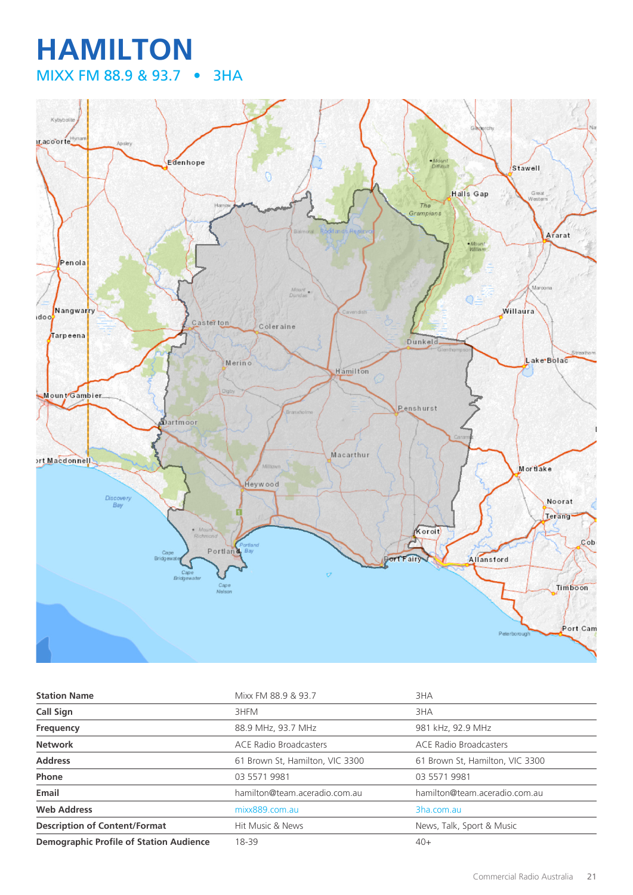# HAMILTON

## MIXX FM 88.9 & 93.7 • 3HA

| Station Name | Mixx FM 88.9 & 93.7 | 3HA |
|---|---|---|
| Call Sign | 3HFM | 3HA |
| Frequency | 88.9 MHz, 93.7 MHz | 981 kHz, 92.9 MHz |
| Network | ACE Radio Broadcasters | ACE Radio Broadcasters |
| Address | 61 Brown St, Hamilton, VIC 3300 | 61 Brown St, Hamilton, VIC 3300 |
| Phone | 03 5571 9981 | 03 5571 9981 |
| Email | hamilton@team.aceradio.com.au | hamilton@team.aceradio.com.au |
| Web Address | mixx889.com.au | 3ha.com.au |
| Description of Content/Format | Hit Music & News | News, Talk, Sport & Music |
| Demographic Profile of Station Audience | 18-39 | 40+ |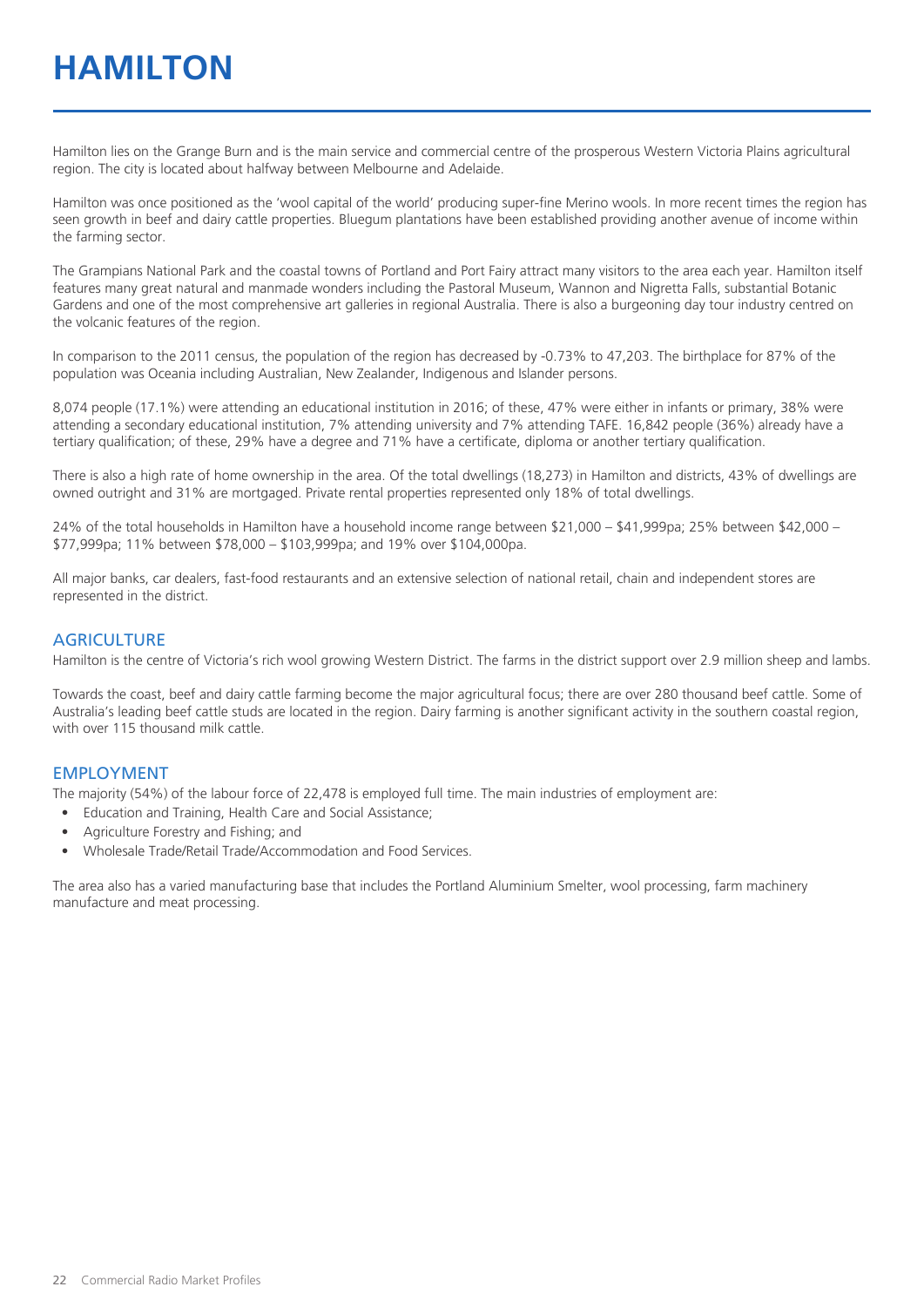# HAMILTON

Hamilton lies on the Grange Burn and is the main service and commercial centre of the prosperous Western Victoria Plains agricultural region. The city is located about halfway between Melbourne and Adelaide.

Hamilton was once positioned as the 'wool capital of the world' producing super-fine Merino wools. In more recent times the region has seen growth in beef and dairy cattle properties. Bluegum plantations have been established providing another avenue of income within the farming sector.

The Grampians National Park and the coastal towns of Portland and Port Fairy attract many visitors to the area each year. Hamilton itself features many great natural and manmade wonders including the Pastoral Museum, Wannon and Nigretta Falls, substantial Botanic Gardens and one of the most comprehensive art galleries in regional Australia. There is also a burgeoning day tour industry centred on the volcanic features of the region.

In comparison to the 2011 census, the population of the region has decreased by -0.73% to 47,203. The birthplace for 87% of the population was Oceania including Australian, New Zealander, Indigenous and Islander persons.

8,074 people (17.1%) were attending an educational institution in 2016; of these, 47% were either in infants or primary, 38% were attending a secondary educational institution, 7% attending university and 7% attending TAFE. 16,842 people (36%) already have a tertiary qualification; of these, 29% have a degree and 71% have a certificate, diploma or another tertiary qualification.

There is also a high rate of home ownership in the area. Of the total dwellings (18,273) in Hamilton and districts, 43% of dwellings are owned outright and 31% are mortgaged. Private rental properties represented only 18% of total dwellings.

24% of the total households in Hamilton have a household income range between $21,000 – $41,999pa; 25% between $42,000 – $77,999pa; 11% between $78,000 – $103,999pa; and 19% over $104,000pa.

All major banks, car dealers, fast-food restaurants and an extensive selection of national retail, chain and independent stores are represented in the district.

## AGRICULTURE

Hamilton is the centre of Victoria's rich wool growing Western District. The farms in the district support over 2.9 million sheep and lambs.

Towards the coast, beef and dairy cattle farming become the major agricultural focus; there are over 280 thousand beef cattle. Some of Australia's leading beef cattle studs are located in the region. Dairy farming is another significant activity in the southern coastal region, with over 115 thousand milk cattle.

## EMPLOYMENT

The majority (54%) of the labour force of 22,478 is employed full time. The main industries of employment are:

- Education and Training, Health Care and Social Assistance;
- Agriculture Forestry and Fishing; and
- Wholesale Trade/Retail Trade/Accommodation and Food Services.

The area also has a varied manufacturing base that includes the Portland Aluminium Smelter, wool processing, farm machinery manufacture and meat processing.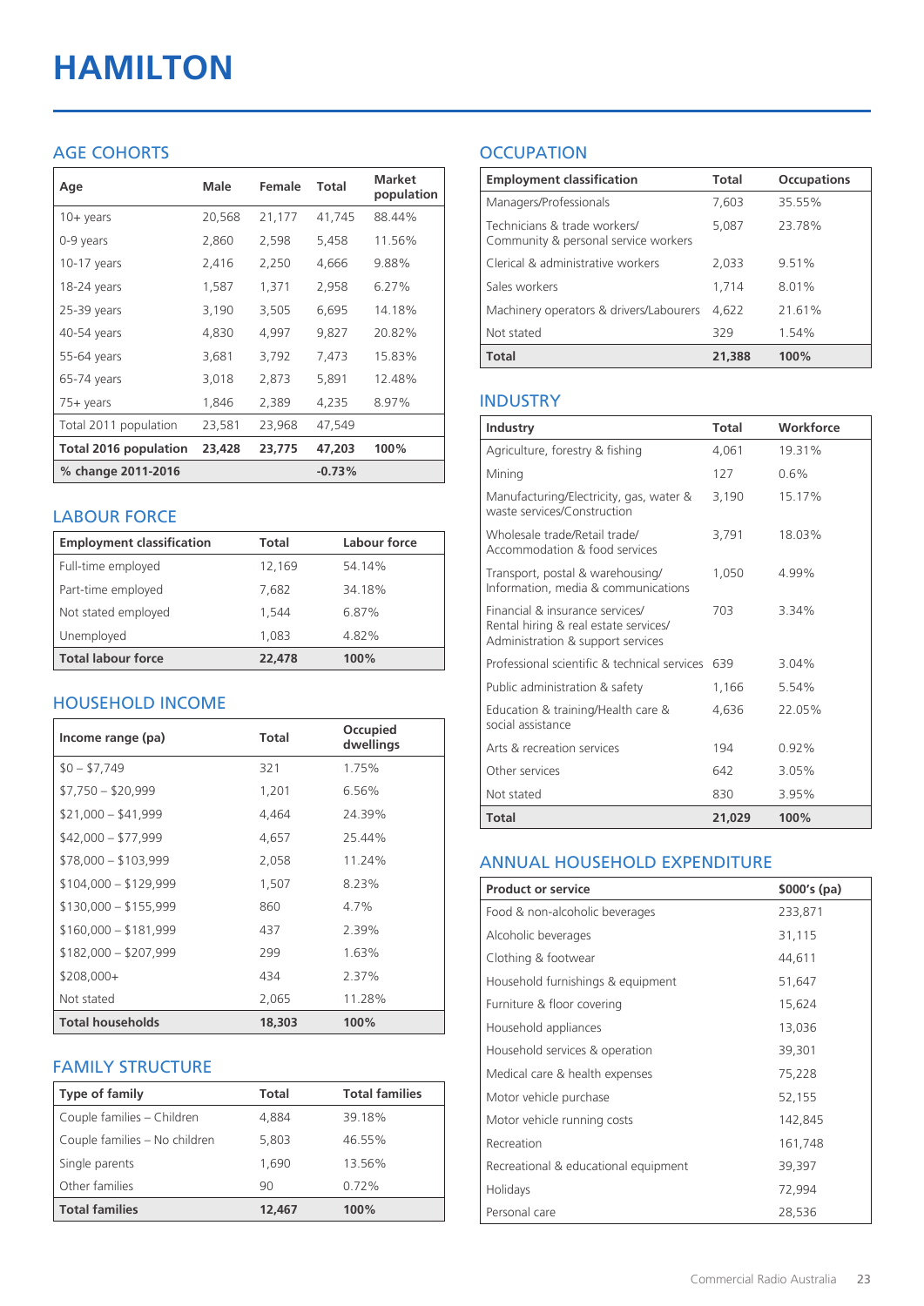# HAMILTON

## AGE COHORTS

| Age | Male | Female | Total | Market population |
|---|---|---|---|---|
| 10+ years | 20,568 | 21,177 | 41,745 | 88.44% |
| 0-9 years | 2,860 | 2,598 | 5,458 | 11.56% |
| 10-17 years | 2,416 | 2,250 | 4,666 | 9.88% |
| 18-24 years | 1,587 | 1,371 | 2,958 | 6.27% |
| 25-39 years | 3,190 | 3,505 | 6,695 | 14.18% |
| 40-54 years | 4,830 | 4,997 | 9,827 | 20.82% |
| 55-64 years | 3,681 | 3,792 | 7,473 | 15.83% |
| 65-74 years | 3,018 | 2,873 | 5,891 | 12.48% |
| 75+ years | 1,846 | 2,389 | 4,235 | 8.97% |
| Total 2011 population | 23,581 | 23,968 | 47,549 | |
| **Total 2016 population** | **23,428** | **23,775** | **47,203** | **100%** |
| **% change 2011-2016** | | | **-0.73%** | |

## LABOUR FORCE

| Employment classification | Total | Labour force |
|---|---|---|
| Full-time employed | 12,169 | 54.14% |
| Part-time employed | 7,682 | 34.18% |
| Not stated employed | 1,544 | 6.87% |
| Unemployed | 1,083 | 4.82% |
| **Total labour force** | **22,478** | **100%** |

## HOUSEHOLD INCOME

| Income range (pa) | Total | Occupied dwellings |
|---|---|---|
| $0 – $7,749 | 321 | 1.75% |
| $7,750 – $20,999 | 1,201 | 6.56% |
| $21,000 – $41,999 | 4,464 | 24.39% |
| $42,000 – $77,999 | 4,657 | 25.44% |
| $78,000 – $103,999 | 2,058 | 11.24% |
| $104,000 – $129,999 | 1,507 | 8.23% |
| $130,000 – $155,999 | 860 | 4.7% |
| $160,000 – $181,999 | 437 | 2.39% |
| $182,000 – $207,999 | 299 | 1.63% |
| $208,000+ | 434 | 2.37% |
| Not stated | 2,065 | 11.28% |
| **Total households** | **18,303** | **100%** |

## FAMILY STRUCTURE

| Type of family | Total | Total families |
|---|---|---|
| Couple families – Children | 4,884 | 39.18% |
| Couple families – No children | 5,803 | 46.55% |
| Single parents | 1,690 | 13.56% |
| Other families | 90 | 0.72% |
| **Total families** | **12,467** | **100%** |

## OCCUPATION

| Employment classification | Total | Occupations |
|---|---|---|
| Managers/Professionals | 7,603 | 35.55% |
| Technicians & trade workers/ Community & personal service workers | 5,087 | 23.78% |
| Clerical & administrative workers | 2,033 | 9.51% |
| Sales workers | 1,714 | 8.01% |
| Machinery operators & drivers/Labourers | 4,622 | 21.61% |
| Not stated | 329 | 1.54% |
| **Total** | **21,388** | **100%** |

## INDUSTRY

| Industry | Total | Workforce |
|---|---|---|
| Agriculture, forestry & fishing | 4,061 | 19.31% |
| Mining | 127 | 0.6% |
| Manufacturing/Electricity, gas, water & waste services/Construction | 3,190 | 15.17% |
| Wholesale trade/Retail trade/ Accommodation & food services | 3,791 | 18.03% |
| Transport, postal & warehousing/ Information, media & communications | 1,050 | 4.99% |
| Financial & insurance services/ Rental hiring & real estate services/ Administration & support services | 703 | 3.34% |
| Professional scientific & technical services | 639 | 3.04% |
| Public administration & safety | 1,166 | 5.54% |
| Education & training/Health care & social assistance | 4,636 | 22.05% |
| Arts & recreation services | 194 | 0.92% |
| Other services | 642 | 3.05% |
| Not stated | 830 | 3.95% |
| **Total** | **21,029** | **100%** |

## ANNUAL HOUSEHOLD EXPENDITURE

| Product or service | $000's (pa) |
|---|---|
| Food & non-alcoholic beverages | 233,871 |
| Alcoholic beverages | 31,115 |
| Clothing & footwear | 44,611 |
| Household furnishings & equipment | 51,647 |
| Furniture & floor covering | 15,624 |
| Household appliances | 13,036 |
| Household services & operation | 39,301 |
| Medical care & health expenses | 75,228 |
| Motor vehicle purchase | 52,155 |
| Motor vehicle running costs | 142,845 |
| Recreation | 161,748 |
| Recreational & educational equipment | 39,397 |
| Holidays | 72,994 |
| Personal care | 28,536 |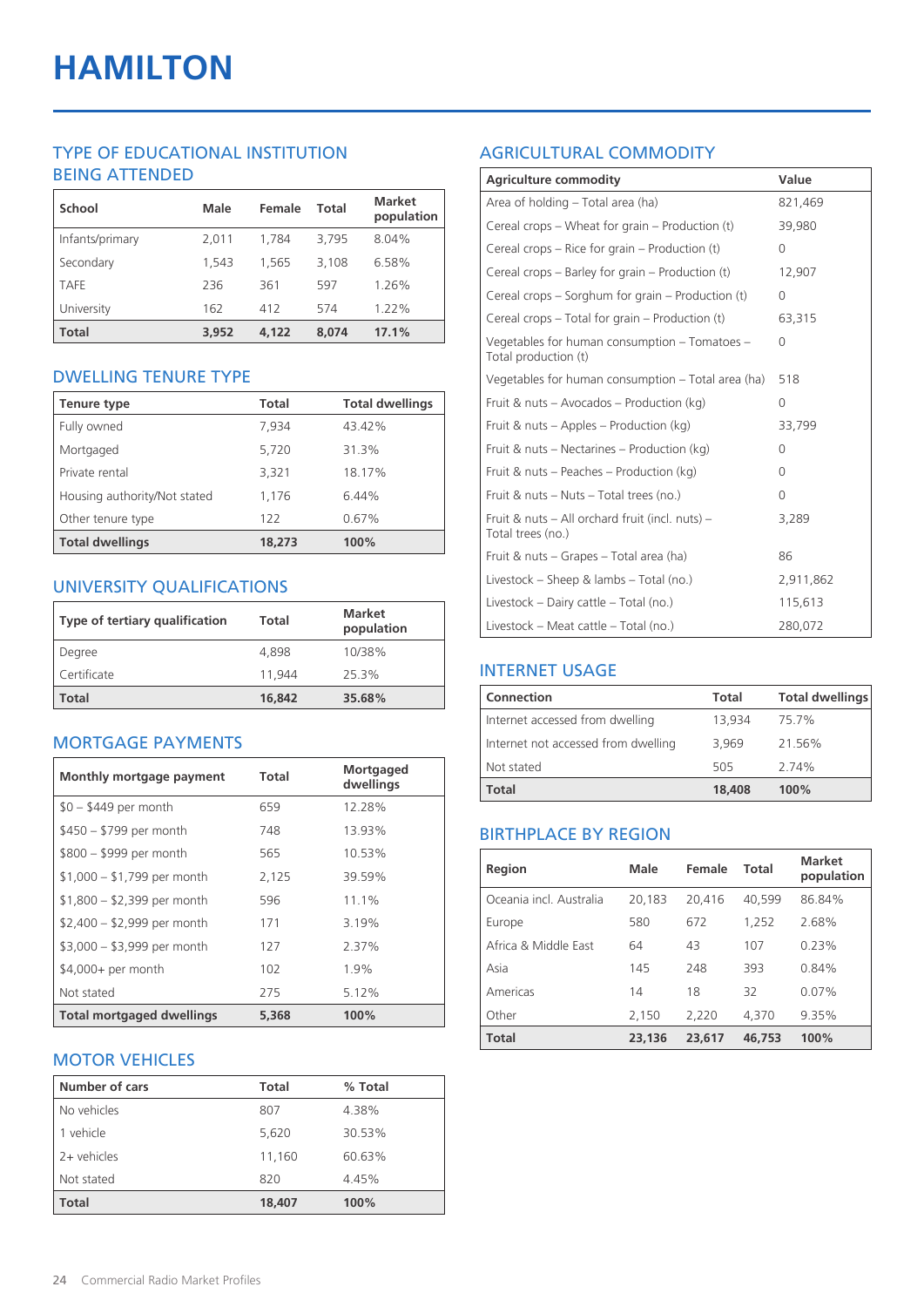# HAMILTON

## TYPE OF EDUCATIONAL INSTITUTION BEING ATTENDED

| School | Male | Female | Total | Market population |
|---|---|---|---|---|
| Infants/primary | 2,011 | 1,784 | 3,795 | 8.04% |
| Secondary | 1,543 | 1,565 | 3,108 | 6.58% |
| TAFE | 236 | 361 | 597 | 1.26% |
| University | 162 | 412 | 574 | 1.22% |
| **Total** | **3,952** | **4,122** | **8,074** | **17.1%** |

## DWELLING TENURE TYPE

| Tenure type | Total | Total dwellings |
|---|---|---|
| Fully owned | 7,934 | 43.42% |
| Mortgaged | 5,720 | 31.3% |
| Private rental | 3,321 | 18.17% |
| Housing authority/Not stated | 1,176 | 6.44% |
| Other tenure type | 122 | 0.67% |
| **Total dwellings** | **18,273** | **100%** |

## UNIVERSITY QUALIFICATIONS

| Type of tertiary qualification | Total | Market population |
|---|---|---|
| Degree | 4,898 | 10/38% |
| Certificate | 11,944 | 25.3% |
| **Total** | **16,842** | **35.68%** |

## MORTGAGE PAYMENTS

| Monthly mortgage payment | Total | Mortgaged dwellings |
|---|---|---|
| $0 – $449 per month | 659 | 12.28% |
| $450 – $799 per month | 748 | 13.93% |
| $800 – $999 per month | 565 | 10.53% |
| $1,000 – $1,799 per month | 2,125 | 39.59% |
| $1,800 – $2,399 per month | 596 | 11.1% |
| $2,400 – $2,999 per month | 171 | 3.19% |
| $3,000 – $3,999 per month | 127 | 2.37% |
| $4,000+ per month | 102 | 1.9% |
| Not stated | 275 | 5.12% |
| **Total mortgaged dwellings** | **5,368** | **100%** |

## MOTOR VEHICLES

| Number of cars | Total | % Total |
|---|---|---|
| No vehicles | 807 | 4.38% |
| 1 vehicle | 5,620 | 30.53% |
| 2+ vehicles | 11,160 | 60.63% |
| Not stated | 820 | 4.45% |
| **Total** | **18,407** | **100%** |

## AGRICULTURAL COMMODITY

| Agriculture commodity | Value |
|---|---|
| Area of holding – Total area (ha) | 821,469 |
| Cereal crops – Wheat for grain – Production (t) | 39,980 |
| Cereal crops – Rice for grain – Production (t) | 0 |
| Cereal crops – Barley for grain – Production (t) | 12,907 |
| Cereal crops – Sorghum for grain – Production (t) | 0 |
| Cereal crops – Total for grain – Production (t) | 63,315 |
| Vegetables for human consumption – Tomatoes – Total production (t) | 0 |
| Vegetables for human consumption – Total area (ha) | 518 |
| Fruit & nuts – Avocados – Production (kg) | 0 |
| Fruit & nuts – Apples – Production (kg) | 33,799 |
| Fruit & nuts – Nectarines – Production (kg) | 0 |
| Fruit & nuts – Peaches – Production (kg) | 0 |
| Fruit & nuts – Nuts – Total trees (no.) | 0 |
| Fruit & nuts – All orchard fruit (incl. nuts) – Total trees (no.) | 3,289 |
| Fruit & nuts – Grapes – Total area (ha) | 86 |
| Livestock – Sheep & lambs – Total (no.) | 2,911,862 |
| Livestock – Dairy cattle – Total (no.) | 115,613 |
| Livestock – Meat cattle – Total (no.) | 280,072 |

## INTERNET USAGE

| Connection | Total | Total dwellings |
|---|---|---|
| Internet accessed from dwelling | 13,934 | 75.7% |
| Internet not accessed from dwelling | 3,969 | 21.56% |
| Not stated | 505 | 2.74% |
| **Total** | **18,408** | **100%** |

## BIRTHPLACE BY REGION

| Region | Male | Female | Total | Market population |
|---|---|---|---|---|
| Oceania incl. Australia | 20,183 | 20,416 | 40,599 | 86.84% |
| Europe | 580 | 672 | 1,252 | 2.68% |
| Africa & Middle East | 64 | 43 | 107 | 0.23% |
| Asia | 145 | 248 | 393 | 0.84% |
| Americas | 14 | 18 | 32 | 0.07% |
| Other | 2,150 | 2,220 | 4,370 | 9.35% |
| **Total** | **23,136** | **23,617** | **46,753** | **100%** |